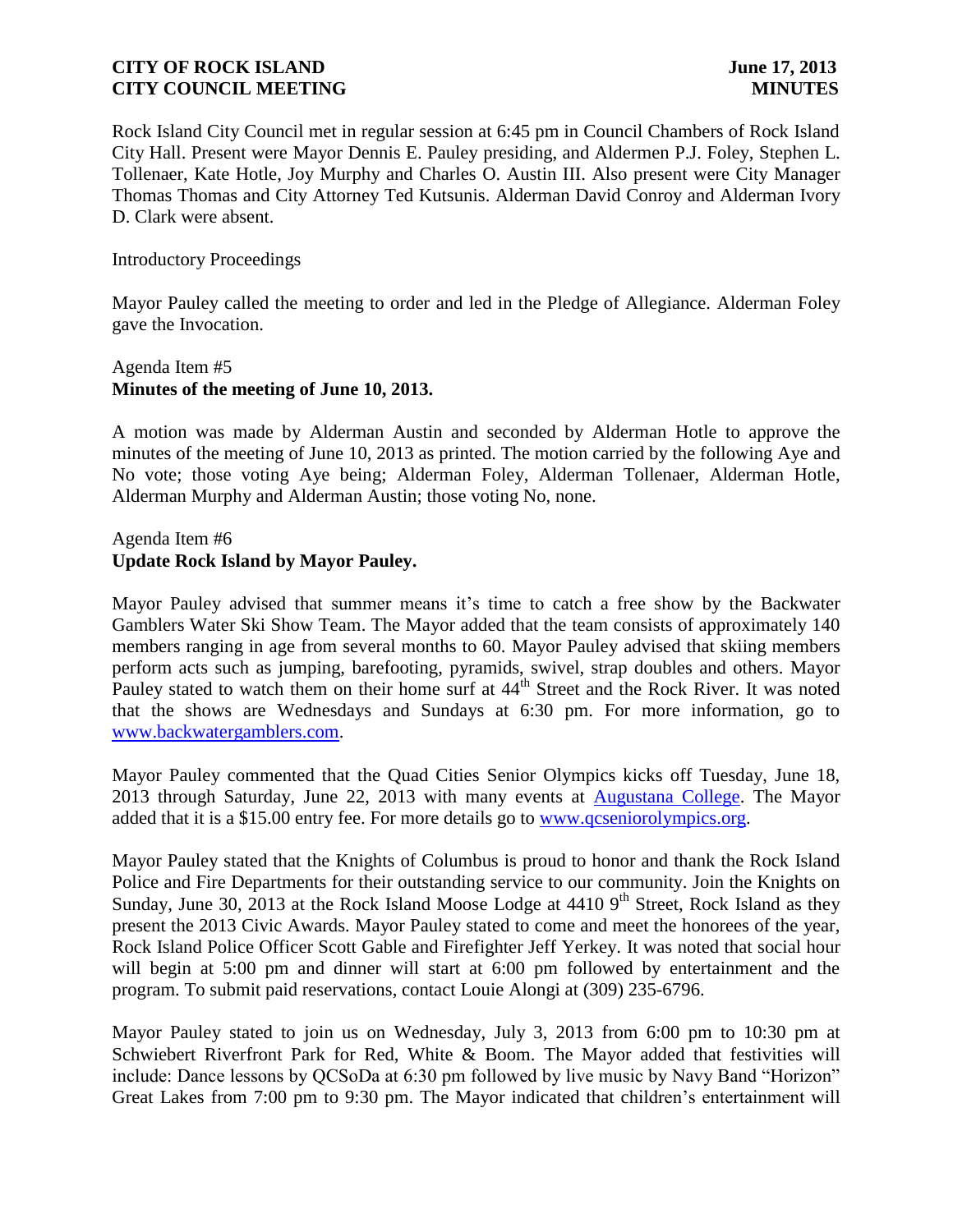Rock Island City Council met in regular session at 6:45 pm in Council Chambers of Rock Island City Hall. Present were Mayor Dennis E. Pauley presiding, and Aldermen P.J. Foley, Stephen L. Tollenaer, Kate Hotle, Joy Murphy and Charles O. Austin III. Also present were City Manager Thomas Thomas and City Attorney Ted Kutsunis. Alderman David Conroy and Alderman Ivory D. Clark were absent.

Introductory Proceedings

Mayor Pauley called the meeting to order and led in the Pledge of Allegiance. Alderman Foley gave the Invocation.

Agenda Item #5
**Minutes of the meeting of June 10, 2013.**

A motion was made by Alderman Austin and seconded by Alderman Hotle to approve the minutes of the meeting of June 10, 2013 as printed. The motion carried by the following Aye and No vote; those voting Aye being; Alderman Foley, Alderman Tollenaer, Alderman Hotle, Alderman Murphy and Alderman Austin; those voting No, none.

Agenda Item #6
**Update Rock Island by Mayor Pauley.**

Mayor Pauley advised that summer means it's time to catch a free show by the Backwater Gamblers Water Ski Show Team. The Mayor added that the team consists of approximately 140 members ranging in age from several months to 60. Mayor Pauley advised that skiing members perform acts such as jumping, barefooting, pyramids, swivel, strap doubles and others. Mayor Pauley stated to watch them on their home surf at 44th Street and the Rock River. It was noted that the shows are Wednesdays and Sundays at 6:30 pm. For more information, go to www.backwatergamblers.com.

Mayor Pauley commented that the Quad Cities Senior Olympics kicks off Tuesday, June 18, 2013 through Saturday, June 22, 2013 with many events at Augustana College. The Mayor added that it is a $15.00 entry fee. For more details go to www.qcseniorolympics.org.

Mayor Pauley stated that the Knights of Columbus is proud to honor and thank the Rock Island Police and Fire Departments for their outstanding service to our community. Join the Knights on Sunday, June 30, 2013 at the Rock Island Moose Lodge at 4410 9th Street, Rock Island as they present the 2013 Civic Awards. Mayor Pauley stated to come and meet the honorees of the year, Rock Island Police Officer Scott Gable and Firefighter Jeff Yerkey. It was noted that social hour will begin at 5:00 pm and dinner will start at 6:00 pm followed by entertainment and the program. To submit paid reservations, contact Louie Alongi at (309) 235-6796.

Mayor Pauley stated to join us on Wednesday, July 3, 2013 from 6:00 pm to 10:30 pm at Schwiebert Riverfront Park for Red, White & Boom. The Mayor added that festivities will include: Dance lessons by QCSoDa at 6:30 pm followed by live music by Navy Band "Horizon" Great Lakes from 7:00 pm to 9:30 pm. The Mayor indicated that children's entertainment will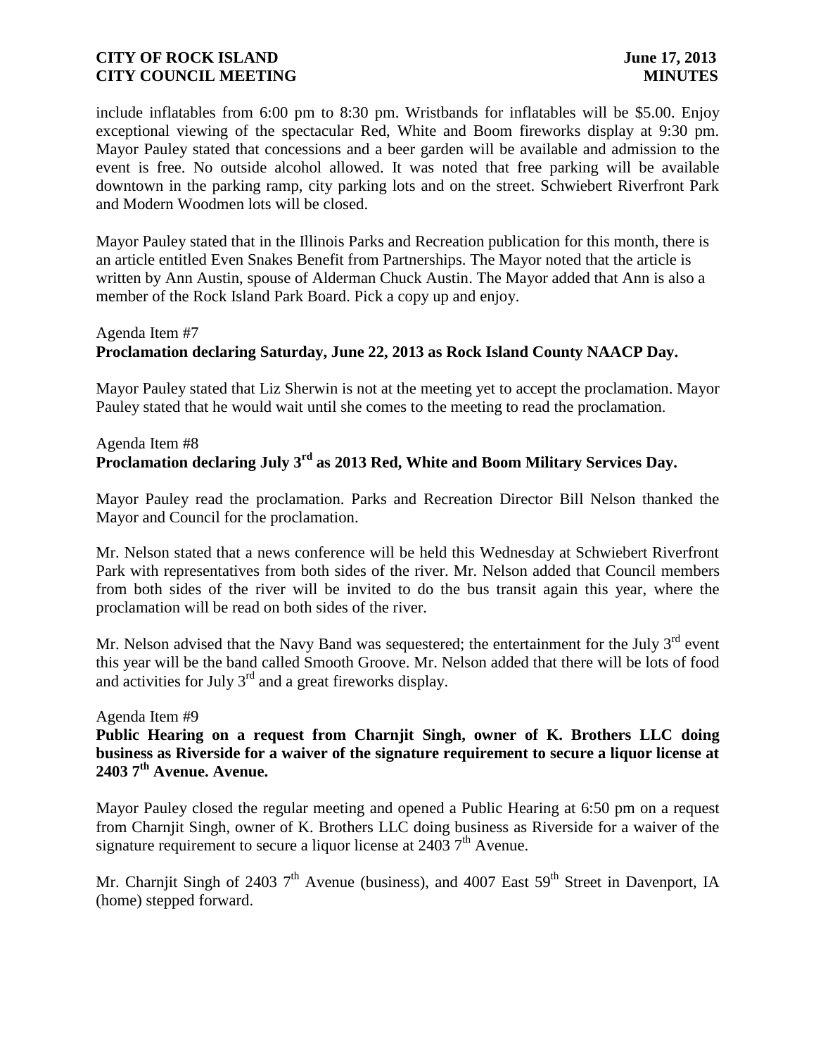include inflatables from 6:00 pm to 8:30 pm. Wristbands for inflatables will be $5.00. Enjoy exceptional viewing of the spectacular Red, White and Boom fireworks display at 9:30 pm. Mayor Pauley stated that concessions and a beer garden will be available and admission to the event is free. No outside alcohol allowed. It was noted that free parking will be available downtown in the parking ramp, city parking lots and on the street. Schwiebert Riverfront Park and Modern Woodmen lots will be closed.

Mayor Pauley stated that in the Illinois Parks and Recreation publication for this month, there is an article entitled Even Snakes Benefit from Partnerships. The Mayor noted that the article is written by Ann Austin, spouse of Alderman Chuck Austin. The Mayor added that Ann is also a member of the Rock Island Park Board. Pick a copy up and enjoy.

Agenda Item #7

**Proclamation declaring Saturday, June 22, 2013 as Rock Island County NAACP Day.**

Mayor Pauley stated that Liz Sherwin is not at the meeting yet to accept the proclamation. Mayor Pauley stated that he would wait until she comes to the meeting to read the proclamation.

Agenda Item #8

**Proclamation declaring July 3rd as 2013 Red, White and Boom Military Services Day.**

Mayor Pauley read the proclamation. Parks and Recreation Director Bill Nelson thanked the Mayor and Council for the proclamation.

Mr. Nelson stated that a news conference will be held this Wednesday at Schwiebert Riverfront Park with representatives from both sides of the river. Mr. Nelson added that Council members from both sides of the river will be invited to do the bus transit again this year, where the proclamation will be read on both sides of the river.

Mr. Nelson advised that the Navy Band was sequestered; the entertainment for the July 3rd event this year will be the band called Smooth Groove. Mr. Nelson added that there will be lots of food and activities for July 3rd and a great fireworks display.

Agenda Item #9

**Public Hearing on a request from Charnjit Singh, owner of K. Brothers LLC doing business as Riverside for a waiver of the signature requirement to secure a liquor license at 2403 7th Avenue. Avenue.**

Mayor Pauley closed the regular meeting and opened a Public Hearing at 6:50 pm on a request from Charnjit Singh, owner of K. Brothers LLC doing business as Riverside for a waiver of the signature requirement to secure a liquor license at 2403 7th Avenue.

Mr. Charnjit Singh of 2403 7th Avenue (business), and 4007 East 59th Street in Davenport, IA (home) stepped forward.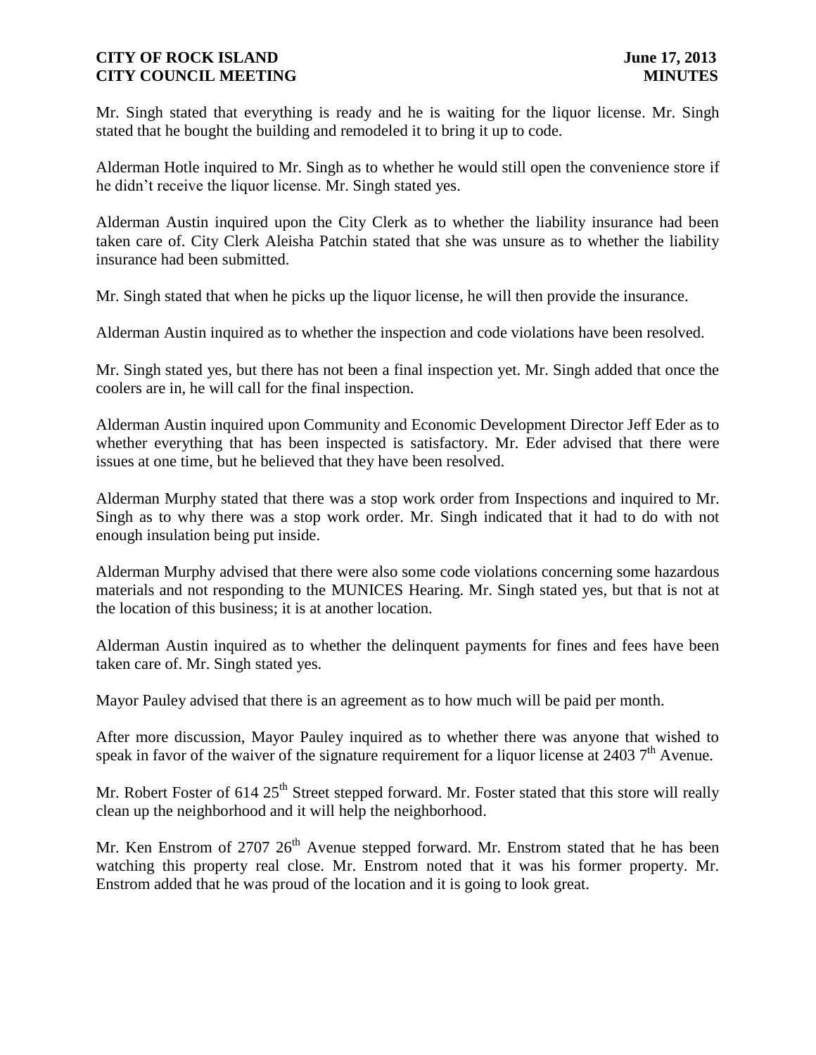Mr. Singh stated that everything is ready and he is waiting for the liquor license. Mr. Singh stated that he bought the building and remodeled it to bring it up to code.

Alderman Hotle inquired to Mr. Singh as to whether he would still open the convenience store if he didn't receive the liquor license. Mr. Singh stated yes.

Alderman Austin inquired upon the City Clerk as to whether the liability insurance had been taken care of. City Clerk Aleisha Patchin stated that she was unsure as to whether the liability insurance had been submitted.

Mr. Singh stated that when he picks up the liquor license, he will then provide the insurance.

Alderman Austin inquired as to whether the inspection and code violations have been resolved.

Mr. Singh stated yes, but there has not been a final inspection yet. Mr. Singh added that once the coolers are in, he will call for the final inspection.

Alderman Austin inquired upon Community and Economic Development Director Jeff Eder as to whether everything that has been inspected is satisfactory. Mr. Eder advised that there were issues at one time, but he believed that they have been resolved.

Alderman Murphy stated that there was a stop work order from Inspections and inquired to Mr. Singh as to why there was a stop work order. Mr. Singh indicated that it had to do with not enough insulation being put inside.

Alderman Murphy advised that there were also some code violations concerning some hazardous materials and not responding to the MUNICES Hearing. Mr. Singh stated yes, but that is not at the location of this business; it is at another location.

Alderman Austin inquired as to whether the delinquent payments for fines and fees have been taken care of. Mr. Singh stated yes.

Mayor Pauley advised that there is an agreement as to how much will be paid per month.

After more discussion, Mayor Pauley inquired as to whether there was anyone that wished to speak in favor of the waiver of the signature requirement for a liquor license at 2403 7th Avenue.

Mr. Robert Foster of 614 25th Street stepped forward. Mr. Foster stated that this store will really clean up the neighborhood and it will help the neighborhood.

Mr. Ken Enstrom of 2707 26th Avenue stepped forward. Mr. Enstrom stated that he has been watching this property real close. Mr. Enstrom noted that it was his former property. Mr. Enstrom added that he was proud of the location and it is going to look great.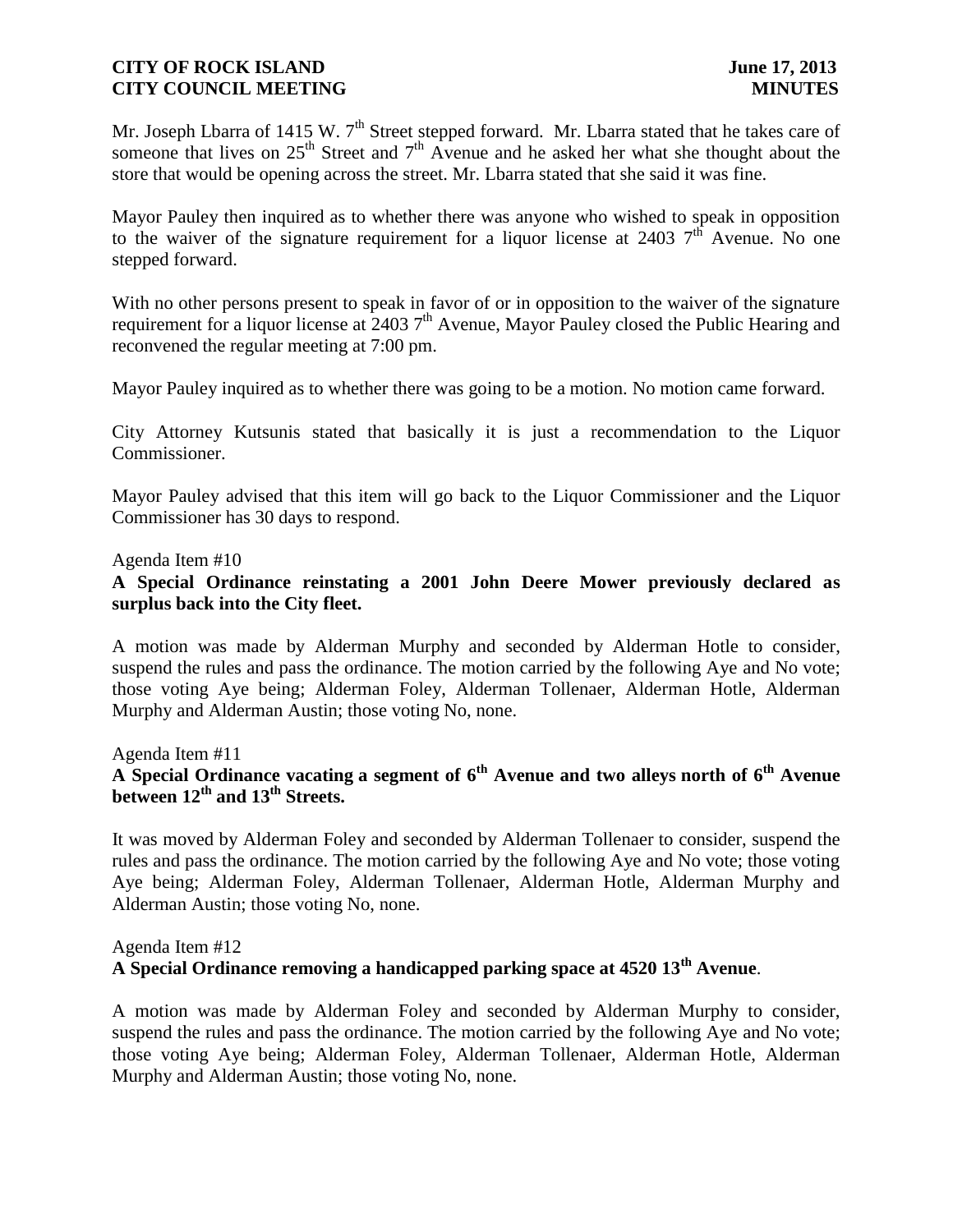Mr. Joseph Lbarra of 1415 W. 7th Street stepped forward. Mr. Lbarra stated that he takes care of someone that lives on 25th Street and 7th Avenue and he asked her what she thought about the store that would be opening across the street. Mr. Lbarra stated that she said it was fine.

Mayor Pauley then inquired as to whether there was anyone who wished to speak in opposition to the waiver of the signature requirement for a liquor license at 2403 7th Avenue. No one stepped forward.

With no other persons present to speak in favor of or in opposition to the waiver of the signature requirement for a liquor license at 2403 7th Avenue, Mayor Pauley closed the Public Hearing and reconvened the regular meeting at 7:00 pm.

Mayor Pauley inquired as to whether there was going to be a motion. No motion came forward.

City Attorney Kutsunis stated that basically it is just a recommendation to the Liquor Commissioner.

Mayor Pauley advised that this item will go back to the Liquor Commissioner and the Liquor Commissioner has 30 days to respond.

Agenda Item #10
**A Special Ordinance reinstating a 2001 John Deere Mower previously declared as surplus back into the City fleet.**

A motion was made by Alderman Murphy and seconded by Alderman Hotle to consider, suspend the rules and pass the ordinance. The motion carried by the following Aye and No vote; those voting Aye being; Alderman Foley, Alderman Tollenaer, Alderman Hotle, Alderman Murphy and Alderman Austin; those voting No, none.

Agenda Item #11
**A Special Ordinance vacating a segment of 6th Avenue and two alleys north of 6th Avenue between 12th and 13th Streets.**

It was moved by Alderman Foley and seconded by Alderman Tollenaer to consider, suspend the rules and pass the ordinance. The motion carried by the following Aye and No vote; those voting Aye being; Alderman Foley, Alderman Tollenaer, Alderman Hotle, Alderman Murphy and Alderman Austin; those voting No, none.

Agenda Item #12
**A Special Ordinance removing a handicapped parking space at 4520 13th Avenue**.

A motion was made by Alderman Foley and seconded by Alderman Murphy to consider, suspend the rules and pass the ordinance. The motion carried by the following Aye and No vote; those voting Aye being; Alderman Foley, Alderman Tollenaer, Alderman Hotle, Alderman Murphy and Alderman Austin; those voting No, none.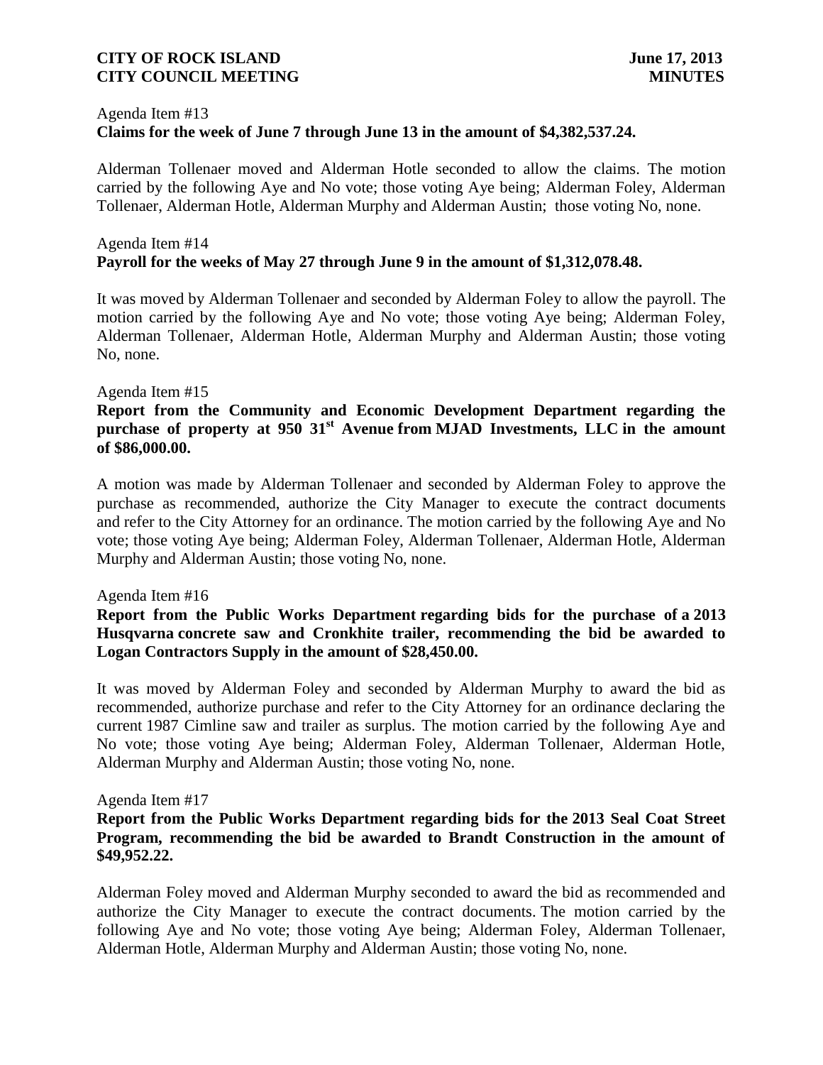Agenda Item #13

**Claims for the week of June 7 through June 13 in the amount of $4,382,537.24.**

Alderman Tollenaer moved and Alderman Hotle seconded to allow the claims. The motion carried by the following Aye and No vote; those voting Aye being; Alderman Foley, Alderman Tollenaer, Alderman Hotle, Alderman Murphy and Alderman Austin; those voting No, none.

Agenda Item #14

**Payroll for the weeks of May 27 through June 9 in the amount of $1,312,078.48.**

It was moved by Alderman Tollenaer and seconded by Alderman Foley to allow the payroll. The motion carried by the following Aye and No vote; those voting Aye being; Alderman Foley, Alderman Tollenaer, Alderman Hotle, Alderman Murphy and Alderman Austin; those voting No, none.

Agenda Item #15

**Report from the Community and Economic Development Department regarding the purchase of property at 950 31st Avenue from MJAD Investments, LLC in the amount of $86,000.00.**

A motion was made by Alderman Tollenaer and seconded by Alderman Foley to approve the purchase as recommended, authorize the City Manager to execute the contract documents and refer to the City Attorney for an ordinance. The motion carried by the following Aye and No vote; those voting Aye being; Alderman Foley, Alderman Tollenaer, Alderman Hotle, Alderman Murphy and Alderman Austin; those voting No, none.

Agenda Item #16

**Report from the Public Works Department regarding bids for the purchase of a 2013 Husqvarna concrete saw and Cronkhite trailer, recommending the bid be awarded to Logan Contractors Supply in the amount of $28,450.00.**

It was moved by Alderman Foley and seconded by Alderman Murphy to award the bid as recommended, authorize purchase and refer to the City Attorney for an ordinance declaring the current 1987 Cimline saw and trailer as surplus. The motion carried by the following Aye and No vote; those voting Aye being; Alderman Foley, Alderman Tollenaer, Alderman Hotle, Alderman Murphy and Alderman Austin; those voting No, none.

Agenda Item #17

**Report from the Public Works Department regarding bids for the 2013 Seal Coat Street Program, recommending the bid be awarded to Brandt Construction in the amount of $49,952.22.**

Alderman Foley moved and Alderman Murphy seconded to award the bid as recommended and authorize the City Manager to execute the contract documents. The motion carried by the following Aye and No vote; those voting Aye being; Alderman Foley, Alderman Tollenaer, Alderman Hotle, Alderman Murphy and Alderman Austin; those voting No, none.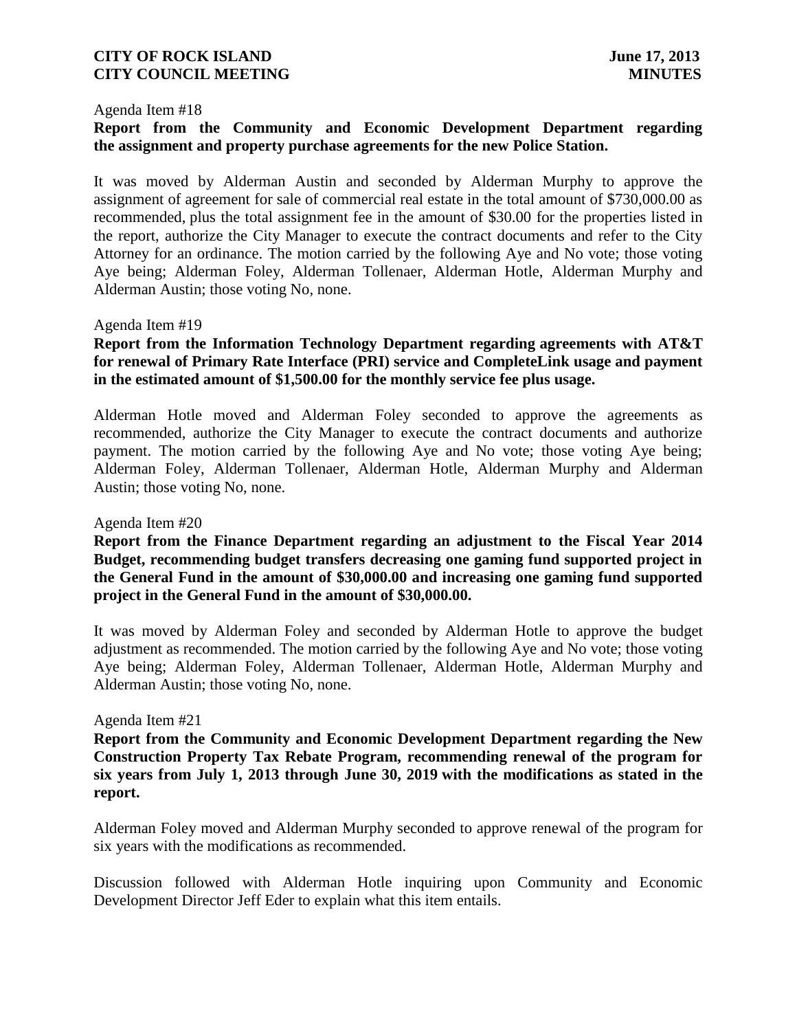Agenda Item #18

**Report from the Community and Economic Development Department regarding the assignment and property purchase agreements for the new Police Station.**

It was moved by Alderman Austin and seconded by Alderman Murphy to approve the assignment of agreement for sale of commercial real estate in the total amount of $730,000.00 as recommended, plus the total assignment fee in the amount of $30.00 for the properties listed in the report, authorize the City Manager to execute the contract documents and refer to the City Attorney for an ordinance. The motion carried by the following Aye and No vote; those voting Aye being; Alderman Foley, Alderman Tollenaer, Alderman Hotle, Alderman Murphy and Alderman Austin; those voting No, none.

Agenda Item #19

**Report from the Information Technology Department regarding agreements with AT&T for renewal of Primary Rate Interface (PRI) service and CompleteLink usage and payment in the estimated amount of $1,500.00 for the monthly service fee plus usage.**

Alderman Hotle moved and Alderman Foley seconded to approve the agreements as recommended, authorize the City Manager to execute the contract documents and authorize payment. The motion carried by the following Aye and No vote; those voting Aye being; Alderman Foley, Alderman Tollenaer, Alderman Hotle, Alderman Murphy and Alderman Austin; those voting No, none.

Agenda Item #20

**Report from the Finance Department regarding an adjustment to the Fiscal Year 2014 Budget, recommending budget transfers decreasing one gaming fund supported project in the General Fund in the amount of $30,000.00 and increasing one gaming fund supported project in the General Fund in the amount of $30,000.00.**

It was moved by Alderman Foley and seconded by Alderman Hotle to approve the budget adjustment as recommended. The motion carried by the following Aye and No vote; those voting Aye being; Alderman Foley, Alderman Tollenaer, Alderman Hotle, Alderman Murphy and Alderman Austin; those voting No, none.

Agenda Item #21

**Report from the Community and Economic Development Department regarding the New Construction Property Tax Rebate Program, recommending renewal of the program for six years from July 1, 2013 through June 30, 2019 with the modifications as stated in the report.**

Alderman Foley moved and Alderman Murphy seconded to approve renewal of the program for six years with the modifications as recommended.

Discussion followed with Alderman Hotle inquiring upon Community and Economic Development Director Jeff Eder to explain what this item entails.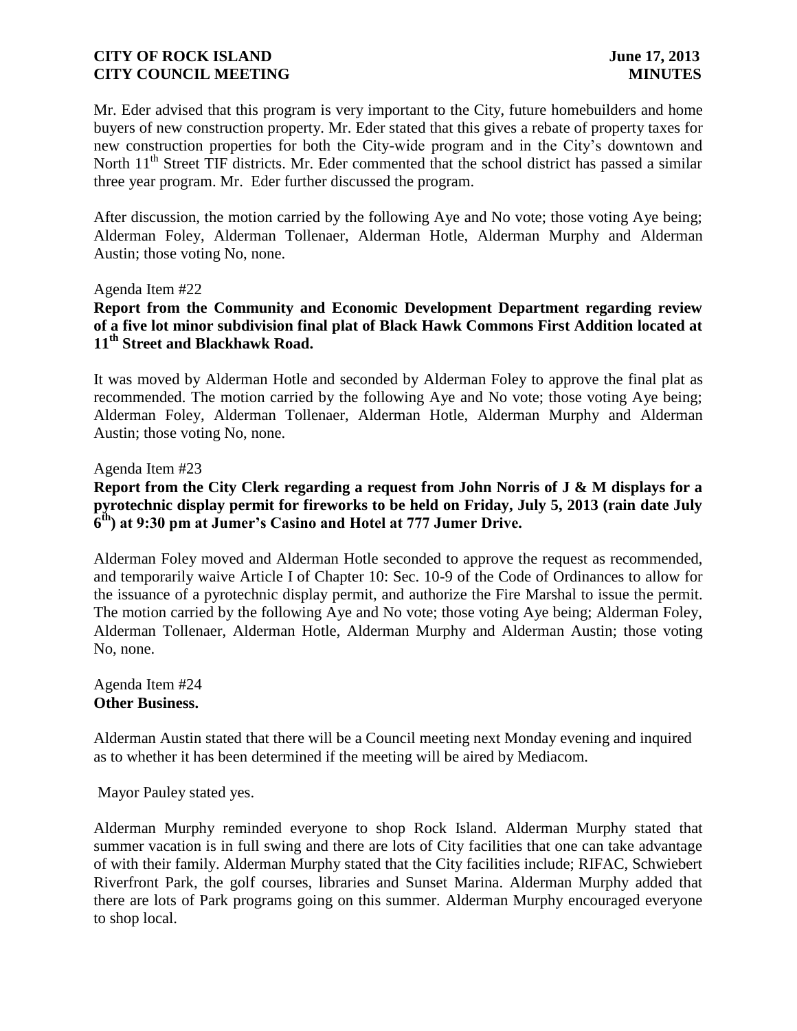Mr. Eder advised that this program is very important to the City, future homebuilders and home buyers of new construction property. Mr. Eder stated that this gives a rebate of property taxes for new construction properties for both the City-wide program and in the City's downtown and North 11th Street TIF districts. Mr. Eder commented that the school district has passed a similar three year program. Mr. Eder further discussed the program.

After discussion, the motion carried by the following Aye and No vote; those voting Aye being; Alderman Foley, Alderman Tollenaer, Alderman Hotle, Alderman Murphy and Alderman Austin; those voting No, none.

Agenda Item #22

**Report from the Community and Economic Development Department regarding review of a five lot minor subdivision final plat of Black Hawk Commons First Addition located at 11th Street and Blackhawk Road.**

It was moved by Alderman Hotle and seconded by Alderman Foley to approve the final plat as recommended. The motion carried by the following Aye and No vote; those voting Aye being; Alderman Foley, Alderman Tollenaer, Alderman Hotle, Alderman Murphy and Alderman Austin; those voting No, none.

Agenda Item #23

**Report from the City Clerk regarding a request from John Norris of J & M displays for a pyrotechnic display permit for fireworks to be held on Friday, July 5, 2013 (rain date July 6th) at 9:30 pm at Jumer's Casino and Hotel at 777 Jumer Drive.**

Alderman Foley moved and Alderman Hotle seconded to approve the request as recommended, and temporarily waive Article I of Chapter 10: Sec. 10-9 of the Code of Ordinances to allow for the issuance of a pyrotechnic display permit, and authorize the Fire Marshal to issue the permit. The motion carried by the following Aye and No vote; those voting Aye being; Alderman Foley, Alderman Tollenaer, Alderman Hotle, Alderman Murphy and Alderman Austin; those voting No, none.

Agenda Item #24
**Other Business.**

Alderman Austin stated that there will be a Council meeting next Monday evening and inquired as to whether it has been determined if the meeting will be aired by Mediacom.

Mayor Pauley stated yes.

Alderman Murphy reminded everyone to shop Rock Island. Alderman Murphy stated that summer vacation is in full swing and there are lots of City facilities that one can take advantage of with their family. Alderman Murphy stated that the City facilities include; RIFAC, Schwiebert Riverfront Park, the golf courses, libraries and Sunset Marina. Alderman Murphy added that there are lots of Park programs going on this summer. Alderman Murphy encouraged everyone to shop local.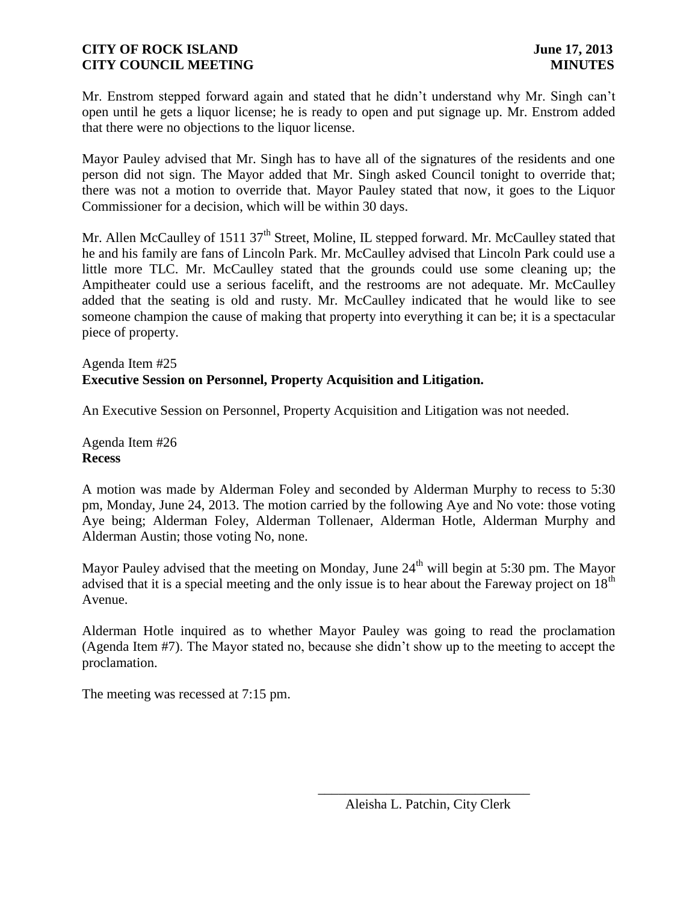Mr. Enstrom stepped forward again and stated that he didn't understand why Mr. Singh can't open until he gets a liquor license; he is ready to open and put signage up. Mr. Enstrom added that there were no objections to the liquor license.

Mayor Pauley advised that Mr. Singh has to have all of the signatures of the residents and one person did not sign. The Mayor added that Mr. Singh asked Council tonight to override that; there was not a motion to override that. Mayor Pauley stated that now, it goes to the Liquor Commissioner for a decision, which will be within 30 days.

Mr. Allen McCaulley of 1511 37th Street, Moline, IL stepped forward. Mr. McCaulley stated that he and his family are fans of Lincoln Park. Mr. McCaulley advised that Lincoln Park could use a little more TLC. Mr. McCaulley stated that the grounds could use some cleaning up; the Ampitheater could use a serious facelift, and the restrooms are not adequate. Mr. McCaulley added that the seating is old and rusty. Mr. McCaulley indicated that he would like to see someone champion the cause of making that property into everything it can be; it is a spectacular piece of property.

Agenda Item #25
**Executive Session on Personnel, Property Acquisition and Litigation.**

An Executive Session on Personnel, Property Acquisition and Litigation was not needed.

Agenda Item #26
**Recess**

A motion was made by Alderman Foley and seconded by Alderman Murphy to recess to 5:30 pm, Monday, June 24, 2013. The motion carried by the following Aye and No vote: those voting Aye being; Alderman Foley, Alderman Tollenaer, Alderman Hotle, Alderman Murphy and Alderman Austin; those voting No, none.

Mayor Pauley advised that the meeting on Monday, June 24th will begin at 5:30 pm. The Mayor advised that it is a special meeting and the only issue is to hear about the Fareway project on 18th Avenue.

Alderman Hotle inquired as to whether Mayor Pauley was going to read the proclamation (Agenda Item #7). The Mayor stated no, because she didn't show up to the meeting to accept the proclamation.

The meeting was recessed at 7:15 pm.

\_\_\_\_\_\_\_\_\_\_\_\_\_\_\_\_\_\_\_\_\_\_\_\_\_\_\_\_\_\_\_
Aleisha L. Patchin, City Clerk